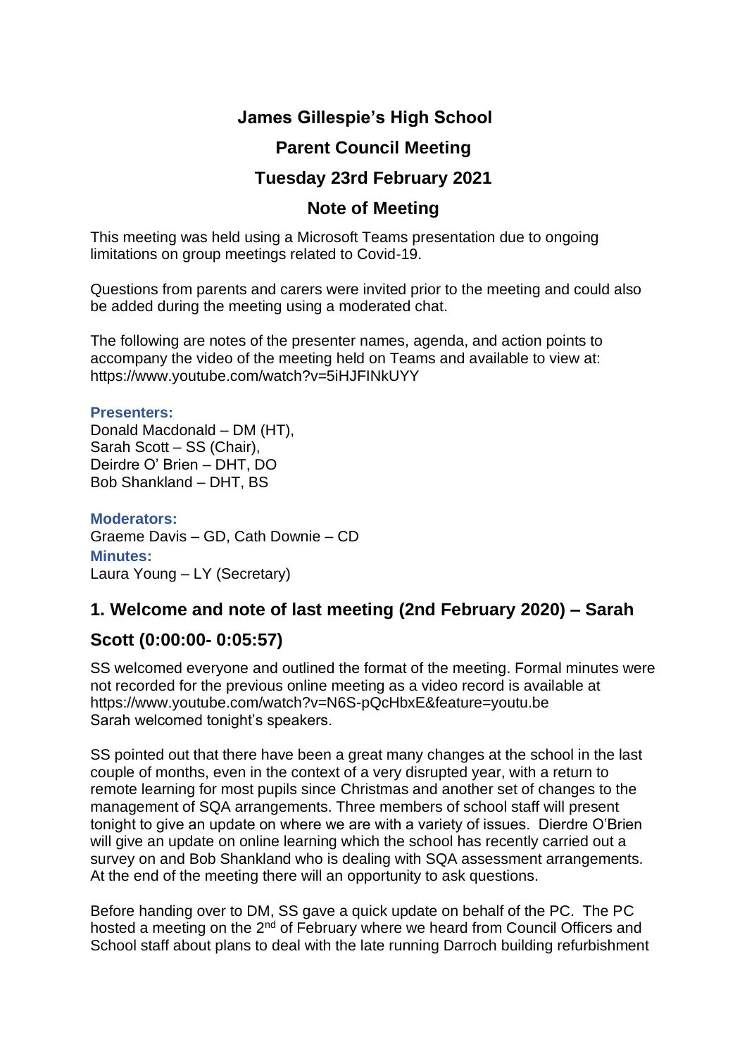# James Gillespie's High School

## Parent Council Meeting

## Tuesday 23rd February 2021

## Note of Meeting

This meeting was held using a Microsoft Teams presentation due to ongoing limitations on group meetings related to Covid-19.

Questions from parents and carers were invited prior to the meeting and could also be added during the meeting using a moderated chat.

The following are notes of the presenter names, agenda, and action points to accompany the video of the meeting held on Teams and available to view at: https://www.youtube.com/watch?v=5iHJFINkUYY

**Presenters:**
Donald Macdonald – DM (HT),
Sarah Scott – SS (Chair),
Deirdre O' Brien – DHT, DO
Bob Shankland – DHT, BS

**Moderators:**
Graeme Davis – GD, Cath Downie – CD

**Minutes:**
Laura Young – LY (Secretary)

## 1. Welcome and note of last meeting (2nd February 2020) – Sarah Scott (0:00:00- 0:05:57)

SS welcomed everyone and outlined the format of the meeting. Formal minutes were not recorded for the previous online meeting as a video record is available at https://www.youtube.com/watch?v=N6S-pQcHbxE&feature=youtu.be
Sarah welcomed tonight's speakers.

SS pointed out that there have been a great many changes at the school in the last couple of months, even in the context of a very disrupted year, with a return to remote learning for most pupils since Christmas and another set of changes to the management of SQA arrangements. Three members of school staff will present tonight to give an update on where we are with a variety of issues. Dierdre O'Brien will give an update on online learning which the school has recently carried out a survey on and Bob Shankland who is dealing with SQA assessment arrangements. At the end of the meeting there will an opportunity to ask questions.

Before handing over to DM, SS gave a quick update on behalf of the PC. The PC hosted a meeting on the 2nd of February where we heard from Council Officers and School staff about plans to deal with the late running Darroch building refurbishment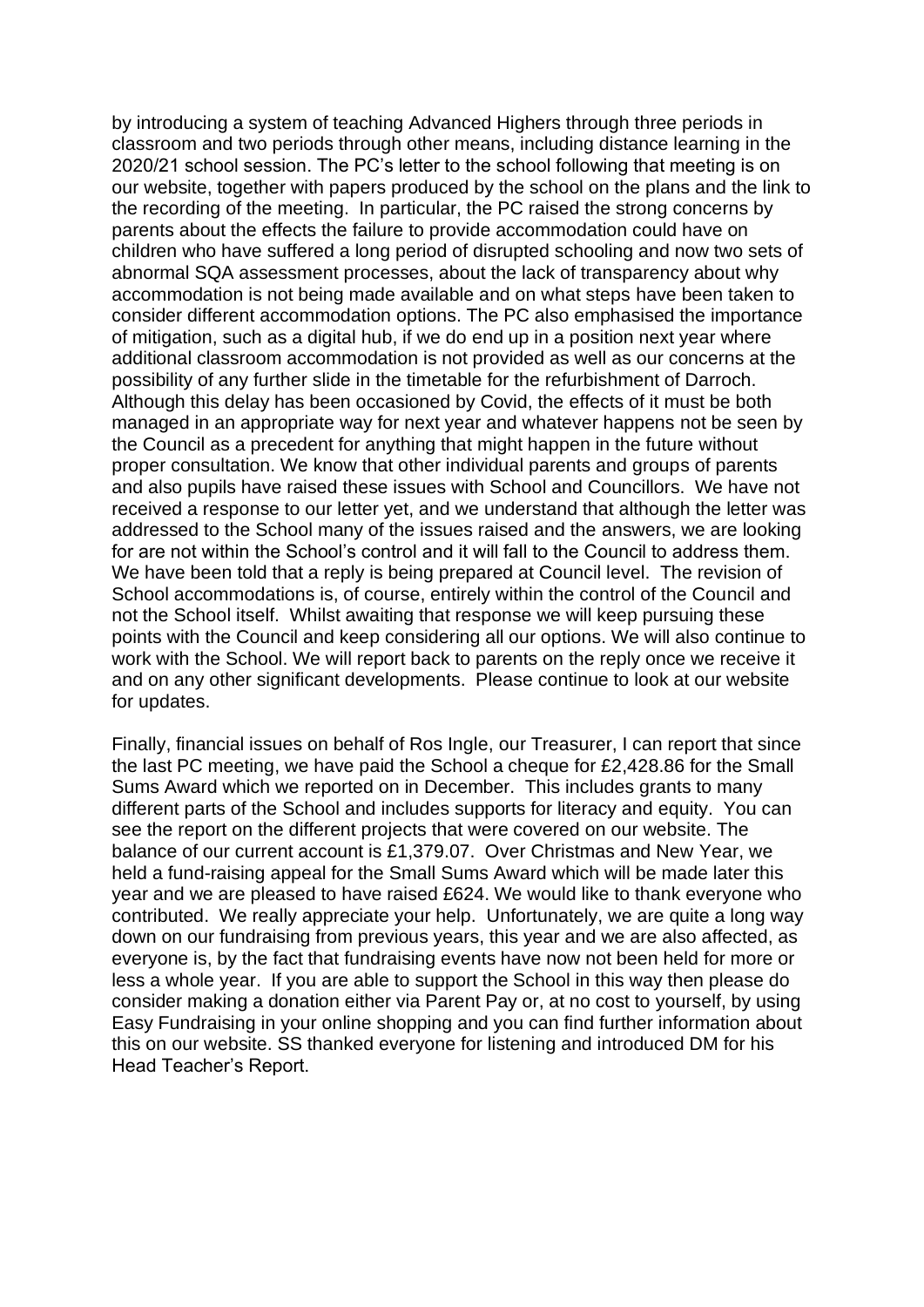by introducing a system of teaching Advanced Highers through three periods in classroom and two periods through other means, including distance learning in the 2020/21 school session. The PC's letter to the school following that meeting is on our website, together with papers produced by the school on the plans and the link to the recording of the meeting. In particular, the PC raised the strong concerns by parents about the effects the failure to provide accommodation could have on children who have suffered a long period of disrupted schooling and now two sets of abnormal SQA assessment processes, about the lack of transparency about why accommodation is not being made available and on what steps have been taken to consider different accommodation options. The PC also emphasised the importance of mitigation, such as a digital hub, if we do end up in a position next year where additional classroom accommodation is not provided as well as our concerns at the possibility of any further slide in the timetable for the refurbishment of Darroch. Although this delay has been occasioned by Covid, the effects of it must be both managed in an appropriate way for next year and whatever happens not be seen by the Council as a precedent for anything that might happen in the future without proper consultation. We know that other individual parents and groups of parents and also pupils have raised these issues with School and Councillors. We have not received a response to our letter yet, and we understand that although the letter was addressed to the School many of the issues raised and the answers, we are looking for are not within the School's control and it will fall to the Council to address them. We have been told that a reply is being prepared at Council level. The revision of School accommodations is, of course, entirely within the control of the Council and not the School itself. Whilst awaiting that response we will keep pursuing these points with the Council and keep considering all our options. We will also continue to work with the School. We will report back to parents on the reply once we receive it and on any other significant developments. Please continue to look at our website for updates.

Finally, financial issues on behalf of Ros Ingle, our Treasurer, I can report that since the last PC meeting, we have paid the School a cheque for £2,428.86 for the Small Sums Award which we reported on in December. This includes grants to many different parts of the School and includes supports for literacy and equity. You can see the report on the different projects that were covered on our website. The balance of our current account is £1,379.07. Over Christmas and New Year, we held a fund-raising appeal for the Small Sums Award which will be made later this year and we are pleased to have raised £624. We would like to thank everyone who contributed. We really appreciate your help. Unfortunately, we are quite a long way down on our fundraising from previous years, this year and we are also affected, as everyone is, by the fact that fundraising events have now not been held for more or less a whole year. If you are able to support the School in this way then please do consider making a donation either via Parent Pay or, at no cost to yourself, by using Easy Fundraising in your online shopping and you can find further information about this on our website. SS thanked everyone for listening and introduced DM for his Head Teacher's Report.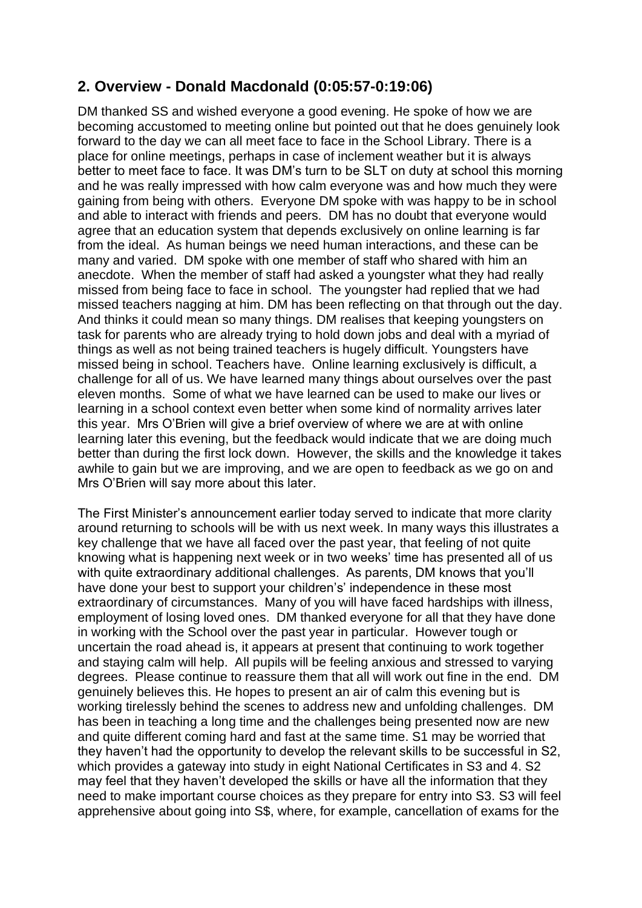## 2. Overview - Donald Macdonald (0:05:57-0:19:06)

DM thanked SS and wished everyone a good evening. He spoke of how we are becoming accustomed to meeting online but pointed out that he does genuinely look forward to the day we can all meet face to face in the School Library. There is a place for online meetings, perhaps in case of inclement weather but it is always better to meet face to face. It was DM's turn to be SLT on duty at school this morning and he was really impressed with how calm everyone was and how much they were gaining from being with others. Everyone DM spoke with was happy to be in school and able to interact with friends and peers. DM has no doubt that everyone would agree that an education system that depends exclusively on online learning is far from the ideal. As human beings we need human interactions, and these can be many and varied. DM spoke with one member of staff who shared with him an anecdote. When the member of staff had asked a youngster what they had really missed from being face to face in school. The youngster had replied that we had missed teachers nagging at him. DM has been reflecting on that through out the day. And thinks it could mean so many things. DM realises that keeping youngsters on task for parents who are already trying to hold down jobs and deal with a myriad of things as well as not being trained teachers is hugely difficult. Youngsters have missed being in school. Teachers have. Online learning exclusively is difficult, a challenge for all of us. We have learned many things about ourselves over the past eleven months. Some of what we have learned can be used to make our lives or learning in a school context even better when some kind of normality arrives later this year. Mrs O'Brien will give a brief overview of where we are at with online learning later this evening, but the feedback would indicate that we are doing much better than during the first lock down. However, the skills and the knowledge it takes awhile to gain but we are improving, and we are open to feedback as we go on and Mrs O'Brien will say more about this later.

The First Minister's announcement earlier today served to indicate that more clarity around returning to schools will be with us next week. In many ways this illustrates a key challenge that we have all faced over the past year, that feeling of not quite knowing what is happening next week or in two weeks' time has presented all of us with quite extraordinary additional challenges. As parents, DM knows that you'll have done your best to support your children's' independence in these most extraordinary of circumstances. Many of you will have faced hardships with illness, employment of losing loved ones. DM thanked everyone for all that they have done in working with the School over the past year in particular. However tough or uncertain the road ahead is, it appears at present that continuing to work together and staying calm will help. All pupils will be feeling anxious and stressed to varying degrees. Please continue to reassure them that all will work out fine in the end. DM genuinely believes this. He hopes to present an air of calm this evening but is working tirelessly behind the scenes to address new and unfolding challenges. DM has been in teaching a long time and the challenges being presented now are new and quite different coming hard and fast at the same time. S1 may be worried that they haven't had the opportunity to develop the relevant skills to be successful in S2, which provides a gateway into study in eight National Certificates in S3 and 4. S2 may feel that they haven't developed the skills or have all the information that they need to make important course choices as they prepare for entry into S3. S3 will feel apprehensive about going into S$, where, for example, cancellation of exams for the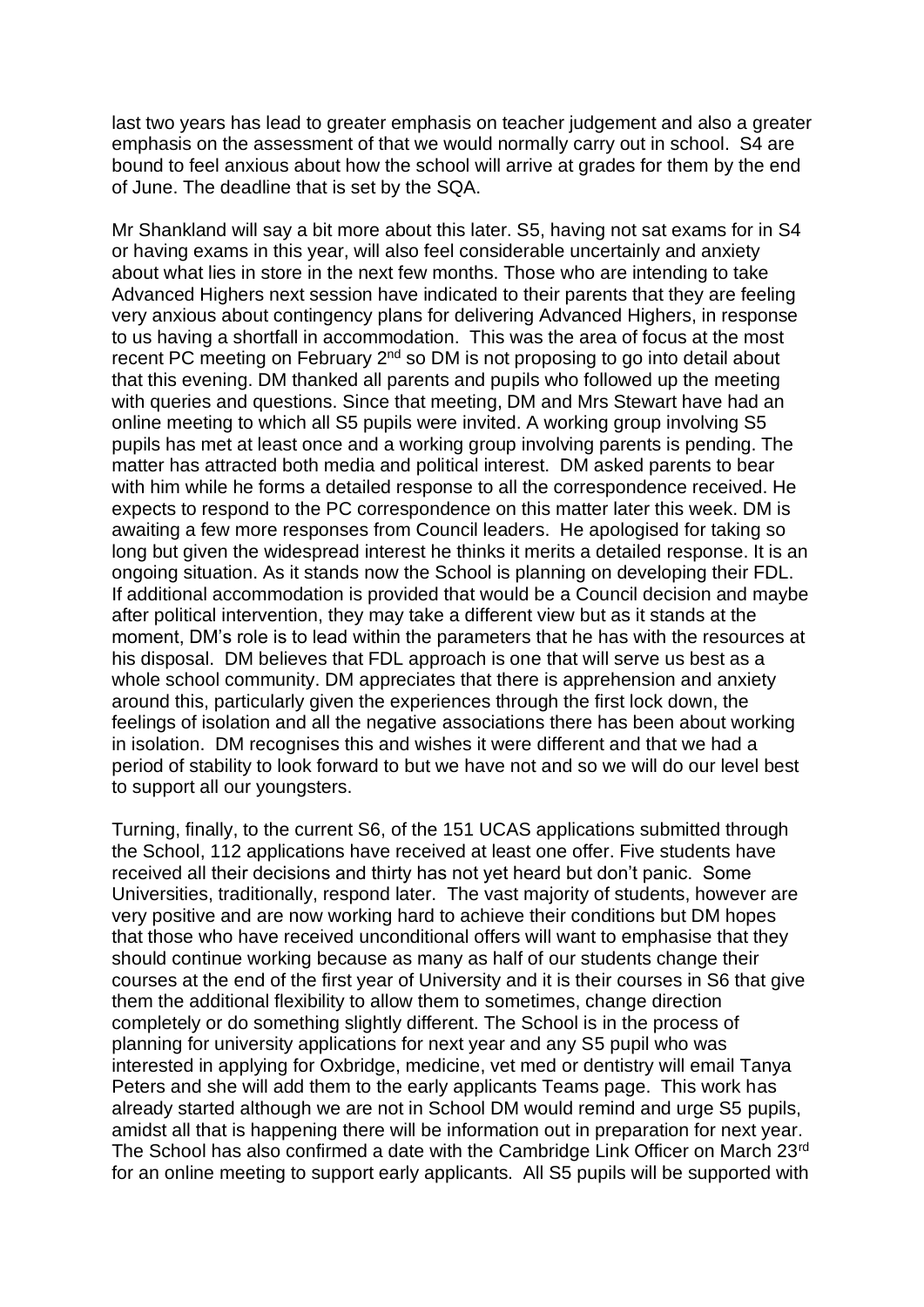last two years has lead to greater emphasis on teacher judgement and also a greater emphasis on the assessment of that we would normally carry out in school. S4 are bound to feel anxious about how the school will arrive at grades for them by the end of June. The deadline that is set by the SQA.

Mr Shankland will say a bit more about this later. S5, having not sat exams for in S4 or having exams in this year, will also feel considerable uncertainly and anxiety about what lies in store in the next few months. Those who are intending to take Advanced Highers next session have indicated to their parents that they are feeling very anxious about contingency plans for delivering Advanced Highers, in response to us having a shortfall in accommodation. This was the area of focus at the most recent PC meeting on February 2nd so DM is not proposing to go into detail about that this evening. DM thanked all parents and pupils who followed up the meeting with queries and questions. Since that meeting, DM and Mrs Stewart have had an online meeting to which all S5 pupils were invited. A working group involving S5 pupils has met at least once and a working group involving parents is pending. The matter has attracted both media and political interest. DM asked parents to bear with him while he forms a detailed response to all the correspondence received. He expects to respond to the PC correspondence on this matter later this week. DM is awaiting a few more responses from Council leaders. He apologised for taking so long but given the widespread interest he thinks it merits a detailed response. It is an ongoing situation. As it stands now the School is planning on developing their FDL. If additional accommodation is provided that would be a Council decision and maybe after political intervention, they may take a different view but as it stands at the moment, DM's role is to lead within the parameters that he has with the resources at his disposal. DM believes that FDL approach is one that will serve us best as a whole school community. DM appreciates that there is apprehension and anxiety around this, particularly given the experiences through the first lock down, the feelings of isolation and all the negative associations there has been about working in isolation. DM recognises this and wishes it were different and that we had a period of stability to look forward to but we have not and so we will do our level best to support all our youngsters.

Turning, finally, to the current S6, of the 151 UCAS applications submitted through the School, 112 applications have received at least one offer. Five students have received all their decisions and thirty has not yet heard but don't panic. Some Universities, traditionally, respond later. The vast majority of students, however are very positive and are now working hard to achieve their conditions but DM hopes that those who have received unconditional offers will want to emphasise that they should continue working because as many as half of our students change their courses at the end of the first year of University and it is their courses in S6 that give them the additional flexibility to allow them to sometimes, change direction completely or do something slightly different. The School is in the process of planning for university applications for next year and any S5 pupil who was interested in applying for Oxbridge, medicine, vet med or dentistry will email Tanya Peters and she will add them to the early applicants Teams page. This work has already started although we are not in School DM would remind and urge S5 pupils, amidst all that is happening there will be information out in preparation for next year. The School has also confirmed a date with the Cambridge Link Officer on March 23rd for an online meeting to support early applicants. All S5 pupils will be supported with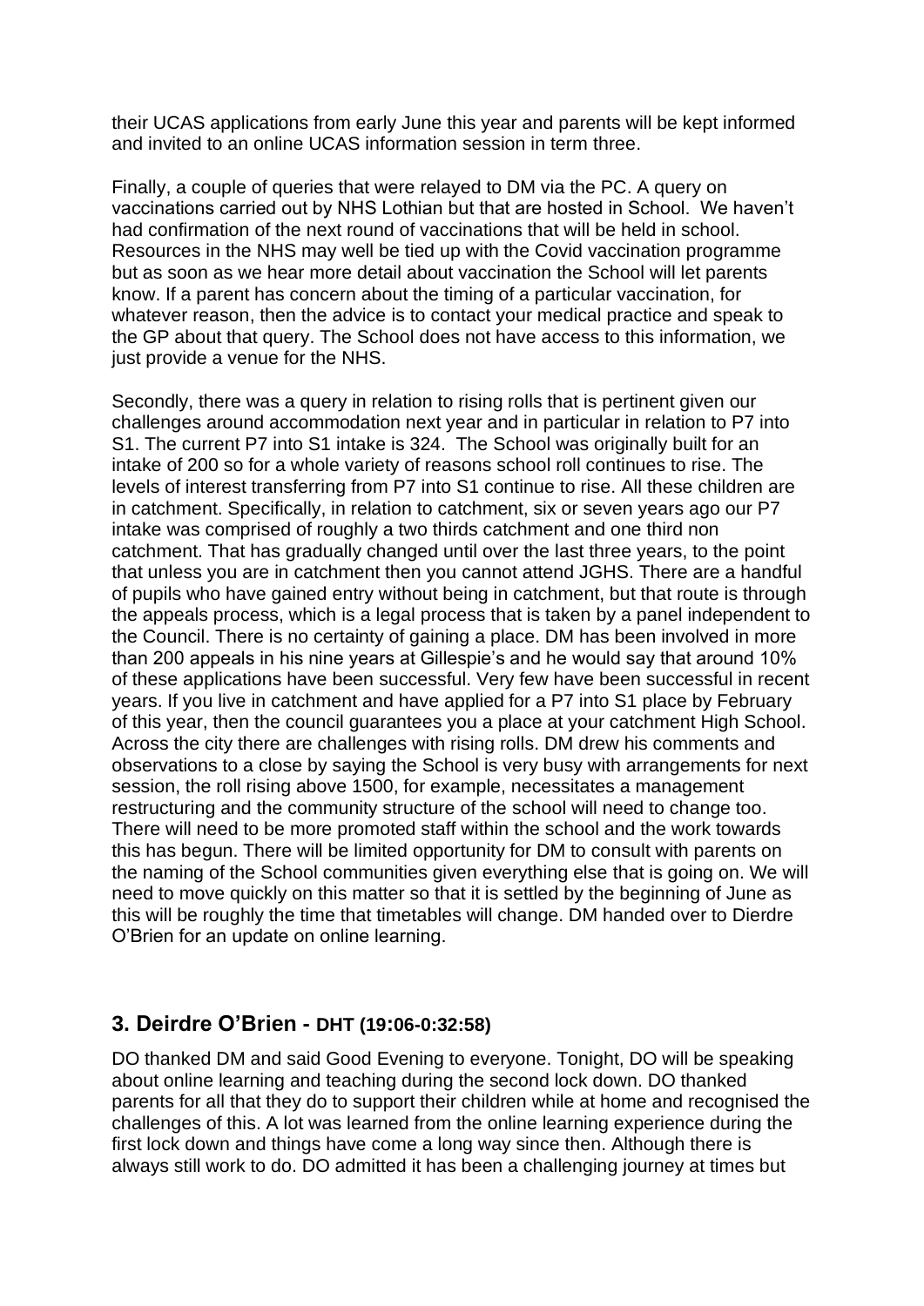their UCAS applications from early June this year and parents will be kept informed and invited to an online UCAS information session in term three.

Finally, a couple of queries that were relayed to DM via the PC. A query on vaccinations carried out by NHS Lothian but that are hosted in School. We haven't had confirmation of the next round of vaccinations that will be held in school. Resources in the NHS may well be tied up with the Covid vaccination programme but as soon as we hear more detail about vaccination the School will let parents know. If a parent has concern about the timing of a particular vaccination, for whatever reason, then the advice is to contact your medical practice and speak to the GP about that query. The School does not have access to this information, we just provide a venue for the NHS.

Secondly, there was a query in relation to rising rolls that is pertinent given our challenges around accommodation next year and in particular in relation to P7 into S1. The current P7 into S1 intake is 324. The School was originally built for an intake of 200 so for a whole variety of reasons school roll continues to rise. The levels of interest transferring from P7 into S1 continue to rise. All these children are in catchment. Specifically, in relation to catchment, six or seven years ago our P7 intake was comprised of roughly a two thirds catchment and one third non catchment. That has gradually changed until over the last three years, to the point that unless you are in catchment then you cannot attend JGHS. There are a handful of pupils who have gained entry without being in catchment, but that route is through the appeals process, which is a legal process that is taken by a panel independent to the Council. There is no certainty of gaining a place. DM has been involved in more than 200 appeals in his nine years at Gillespie's and he would say that around 10% of these applications have been successful. Very few have been successful in recent years. If you live in catchment and have applied for a P7 into S1 place by February of this year, then the council guarantees you a place at your catchment High School. Across the city there are challenges with rising rolls. DM drew his comments and observations to a close by saying the School is very busy with arrangements for next session, the roll rising above 1500, for example, necessitates a management restructuring and the community structure of the school will need to change too. There will need to be more promoted staff within the school and the work towards this has begun. There will be limited opportunity for DM to consult with parents on the naming of the School communities given everything else that is going on. We will need to move quickly on this matter so that it is settled by the beginning of June as this will be roughly the time that timetables will change. DM handed over to Dierdre O'Brien for an update on online learning.

## 3. Deirdre O'Brien - DHT (19:06-0:32:58)

DO thanked DM and said Good Evening to everyone. Tonight, DO will be speaking about online learning and teaching during the second lock down. DO thanked parents for all that they do to support their children while at home and recognised the challenges of this. A lot was learned from the online learning experience during the first lock down and things have come a long way since then. Although there is always still work to do. DO admitted it has been a challenging journey at times but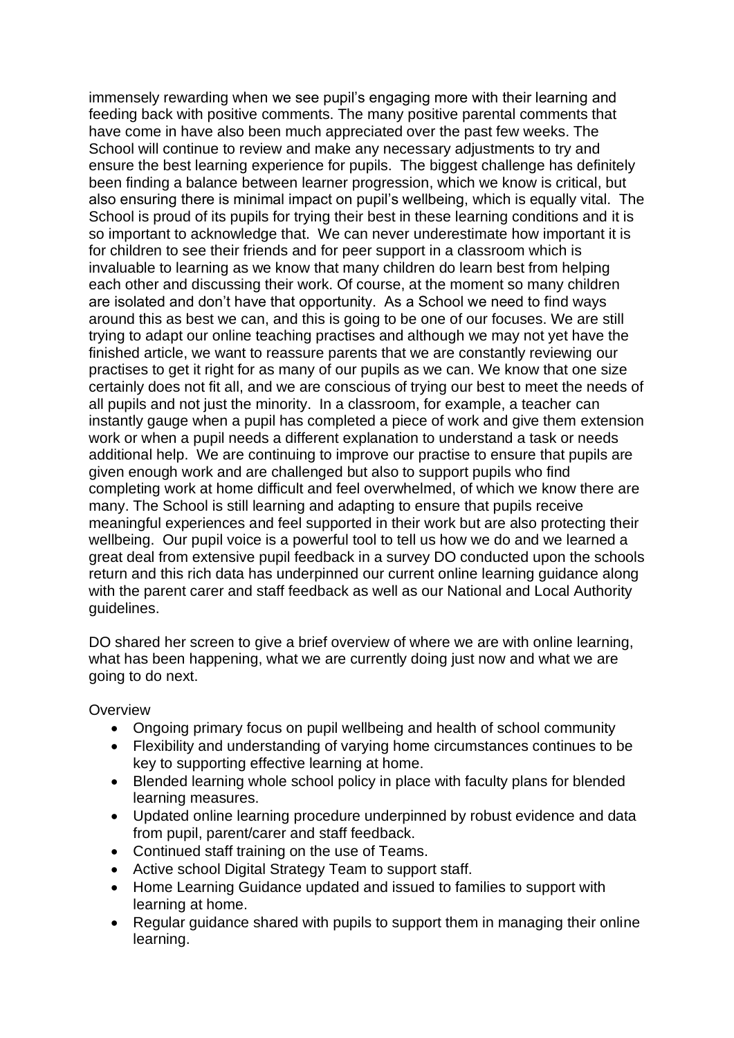immensely rewarding when we see pupil's engaging more with their learning and feeding back with positive comments. The many positive parental comments that have come in have also been much appreciated over the past few weeks. The School will continue to review and make any necessary adjustments to try and ensure the best learning experience for pupils. The biggest challenge has definitely been finding a balance between learner progression, which we know is critical, but also ensuring there is minimal impact on pupil's wellbeing, which is equally vital. The School is proud of its pupils for trying their best in these learning conditions and it is so important to acknowledge that. We can never underestimate how important it is for children to see their friends and for peer support in a classroom which is invaluable to learning as we know that many children do learn best from helping each other and discussing their work. Of course, at the moment so many children are isolated and don't have that opportunity. As a School we need to find ways around this as best we can, and this is going to be one of our focuses. We are still trying to adapt our online teaching practises and although we may not yet have the finished article, we want to reassure parents that we are constantly reviewing our practises to get it right for as many of our pupils as we can. We know that one size certainly does not fit all, and we are conscious of trying our best to meet the needs of all pupils and not just the minority. In a classroom, for example, a teacher can instantly gauge when a pupil has completed a piece of work and give them extension work or when a pupil needs a different explanation to understand a task or needs additional help. We are continuing to improve our practise to ensure that pupils are given enough work and are challenged but also to support pupils who find completing work at home difficult and feel overwhelmed, of which we know there are many. The School is still learning and adapting to ensure that pupils receive meaningful experiences and feel supported in their work but are also protecting their wellbeing. Our pupil voice is a powerful tool to tell us how we do and we learned a great deal from extensive pupil feedback in a survey DO conducted upon the schools return and this rich data has underpinned our current online learning guidance along with the parent carer and staff feedback as well as our National and Local Authority guidelines.

DO shared her screen to give a brief overview of where we are with online learning, what has been happening, what we are currently doing just now and what we are going to do next.

Overview

- Ongoing primary focus on pupil wellbeing and health of school community
- Flexibility and understanding of varying home circumstances continues to be key to supporting effective learning at home.
- Blended learning whole school policy in place with faculty plans for blended learning measures.
- Updated online learning procedure underpinned by robust evidence and data from pupil, parent/carer and staff feedback.
- Continued staff training on the use of Teams.
- Active school Digital Strategy Team to support staff.
- Home Learning Guidance updated and issued to families to support with learning at home.
- Regular guidance shared with pupils to support them in managing their online learning.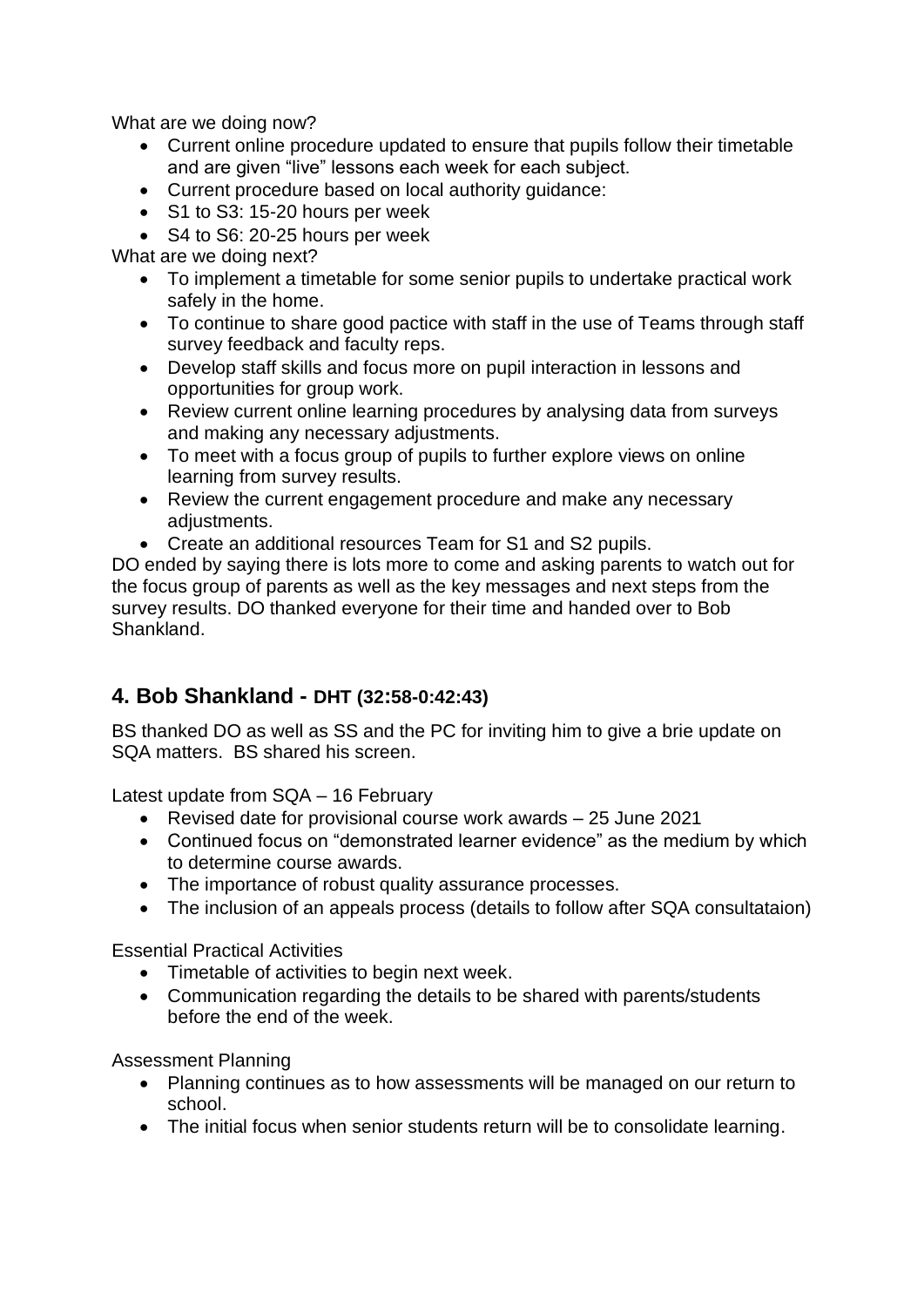What are we doing now?

- Current online procedure updated to ensure that pupils follow their timetable and are given "live" lessons each week for each subject.
- Current procedure based on local authority guidance:
- S1 to S3: 15-20 hours per week
- S4 to S6: 20-25 hours per week

What are we doing next?

- To implement a timetable for some senior pupils to undertake practical work safely in the home.
- To continue to share good pactice with staff in the use of Teams through staff survey feedback and faculty reps.
- Develop staff skills and focus more on pupil interaction in lessons and opportunities for group work.
- Review current online learning procedures by analysing data from surveys and making any necessary adjustments.
- To meet with a focus group of pupils to further explore views on online learning from survey results.
- Review the current engagement procedure and make any necessary adjustments.
- Create an additional resources Team for S1 and S2 pupils.

DO ended by saying there is lots more to come and asking parents to watch out for the focus group of parents as well as the key messages and next steps from the survey results. DO thanked everyone for their time and handed over to Bob Shankland.

## 4. Bob Shankland - DHT (32:58-0:42:43)

BS thanked DO as well as SS and the PC for inviting him to give a brie update on SQA matters. BS shared his screen.

Latest update from SQA – 16 February

- Revised date for provisional course work awards – 25 June 2021
- Continued focus on "demonstrated learner evidence" as the medium by which to determine course awards.
- The importance of robust quality assurance processes.
- The inclusion of an appeals process (details to follow after SQA consultataion)

Essential Practical Activities

- Timetable of activities to begin next week.
- Communication regarding the details to be shared with parents/students before the end of the week.

Assessment Planning

- Planning continues as to how assessments will be managed on our return to school.
- The initial focus when senior students return will be to consolidate learning.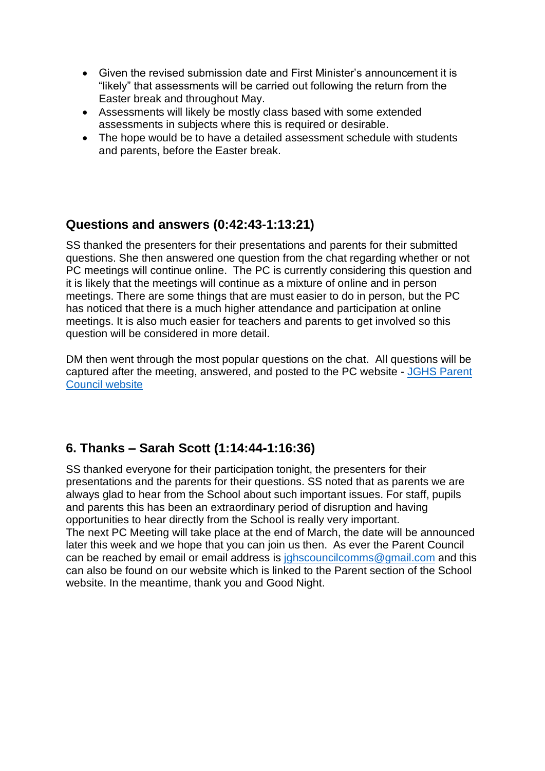- Given the revised submission date and First Minister's announcement it is "likely" that assessments will be carried out following the return from the Easter break and throughout May.
- Assessments will likely be mostly class based with some extended assessments in subjects where this is required or desirable.
- The hope would be to have a detailed assessment schedule with students and parents, before the Easter break.

## Questions and answers (0:42:43-1:13:21)

SS thanked the presenters for their presentations and parents for their submitted questions. She then answered one question from the chat regarding whether or not PC meetings will continue online. The PC is currently considering this question and it is likely that the meetings will continue as a mixture of online and in person meetings. There are some things that are must easier to do in person, but the PC has noticed that there is a much higher attendance and participation at online meetings. It is also much easier for teachers and parents to get involved so this question will be considered in more detail.

DM then went through the most popular questions on the chat. All questions will be captured after the meeting, answered, and posted to the PC website - JGHS Parent Council website

## 6. Thanks – Sarah Scott (1:14:44-1:16:36)

SS thanked everyone for their participation tonight, the presenters for their presentations and the parents for their questions. SS noted that as parents we are always glad to hear from the School about such important issues. For staff, pupils and parents this has been an extraordinary period of disruption and having opportunities to hear directly from the School is really very important.
The next PC Meeting will take place at the end of March, the date will be announced later this week and we hope that you can join us then. As ever the Parent Council can be reached by email or email address is jghscouncilcomms@gmail.com and this can also be found on our website which is linked to the Parent section of the School website. In the meantime, thank you and Good Night.